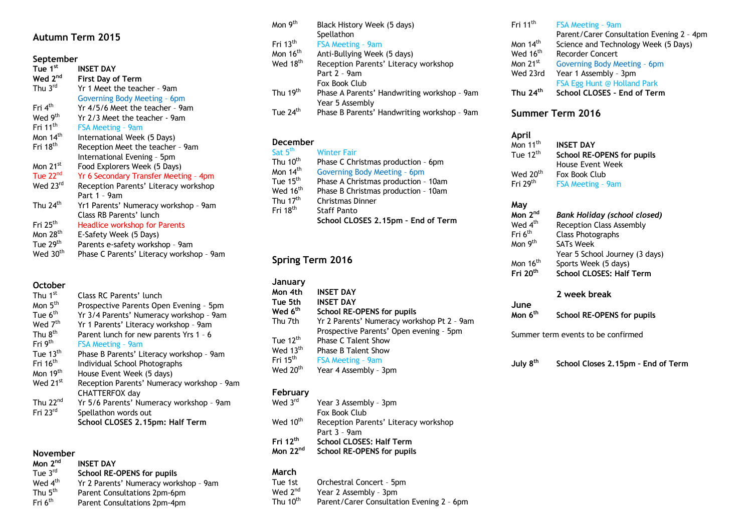## Autumn Term 2015

### September

| | |
|---|---|
| **Tue 1st** | **INSET DAY** |
| **Wed 2nd** | **First Day of Term** |
| Thu 3rd | Yr 1 Meet the teacher – 9am |
| | Governing Body Meeting – 6pm |
| Fri 4th | Yr 4/5/6 Meet the teacher – 9am |
| Wed 9th | Yr 2/3 Meet the teacher – 9am |
| Fri 11th | FSA Meeting – 9am |
| Mon 14th | International Week (5 Days) |
| Fri 18th | Reception Meet the teacher – 9am |
| | International Evening – 5pm |
| Mon 21st | Food Explorers Week (5 Days) |
| Tue 22nd | Yr 6 Secondary Transfer Meeting – 4pm |
| Wed 23rd | Reception Parents' Literacy workshop Part 1 – 9am |
| Thu 24th | Yr1 Parents' Numeracy workshop – 9am |
| | Class RB Parents' lunch |
| Fri 25th | Headlice workshop for Parents |
| Mon 28th | E-Safety Week (5 Days) |
| Tue 29th | Parents e-safety workshop – 9am |
| Wed 30th | Phase C Parents' Literacy workshop – 9am |

### October

| | |
|---|---|
| Thu 1st | Class RC Parents' lunch |
| Mon 5th | Prospective Parents Open Evening – 5pm |
| Tue 6th | Yr 3/4 Parents' Numeracy workshop – 9am |
| Wed 7th | Yr 1 Parents' Literacy workshop – 9am |
| Thu 8th | Parent lunch for new parents Yrs 1 – 6 |
| Fri 9th | FSA Meeting – 9am |
| Tue 13th | Phase B Parents' Literacy workshop – 9am |
| Fri 16th | Individual School Photographs |
| Mon 19th | House Event Week (5 days) |
| Wed 21st | Reception Parents' Numeracy workshop – 9am |
| | CHATTERFOX day |
| Thu 22nd | Yr 5/6 Parents' Numeracy workshop – 9am |
| Fri 23rd | Spellathon words out |
| | **School CLOSES 2.15pm: Half Term** |

### November

| | |
|---|---|
| **Mon 2nd** | **INSET DAY** |
| Tue 3rd | **School RE-OPENS for pupils** |
| Wed 4th | Yr 2 Parents' Numeracy workshop – 9am |
| Thu 5th | Parent Consultations 2pm-6pm |
| Fri 6th | Parent Consultations 2pm-4pm |
| Mon 9th | Black History Week (5 days) |
| | Spellathon |
| Fri 13th | FSA Meeting – 9am |
| Mon 16th | Anti-Bullying Week (5 days) |
| Wed 18th | Reception Parents' Literacy workshop Part 2 – 9am |
| | Fox Book Club |
| Thu 19th | Phase A Parents' Handwriting workshop – 9am |
| | Year 5 Assembly |
| Tue 24th | Phase B Parents' Handwriting workshop – 9am |

### December

| | |
|---|---|
| Sat 5th | Winter Fair |
| Thu 10th | Phase C Christmas production – 6pm |
| Mon 14th | Governing Body Meeting – 6pm |
| Tue 15th | Phase A Christmas production – 10am |
| Wed 16th | Phase B Christmas production – 10am |
| Thu 17th | Christmas Dinner |
| Fri 18th | Staff Panto |
| | **School CLOSES 2.15pm – End of Term** |

## Spring Term 2016

### January

| | |
|---|---|
| **Mon 4th** | **INSET DAY** |
| **Tue 5th** | **INSET DAY** |
| **Wed 6th** | **School RE-OPENS for pupils** |
| Thu 7th | Yr 2 Parents' Numeracy workshop Pt 2 – 9am |
| | Prospective Parents' Open evening – 5pm |
| Tue 12th | Phase C Talent Show |
| Wed 13th | Phase B Talent Show |
| Fri 15th | FSA Meeting – 9am |
| Wed 20th | Year 4 Assembly – 3pm |

### February

| | |
|---|---|
| Wed 3rd | Year 3 Assembly – 3pm |
| | Fox Book Club |
| Wed 10th | Reception Parents' Literacy workshop Part 3 – 9am |
| **Fri 12th** | **School CLOSES: Half Term** |
| **Mon 22nd** | **School RE-OPENS for pupils** |

### March

| | |
|---|---|
| Tue 1st | Orchestral Concert – 5pm |
| Wed 2nd | Year 2 Assembly – 3pm |
| Thu 10th | Parent/Carer Consultation Evening 2 – 6pm |
| Fri 11th | FSA Meeting – 9am |
| | Parent/Carer Consultation Evening 2 – 4pm |
| Mon 14th | Science and Technology Week (5 Days) |
| Wed 16th | Recorder Concert |
| Mon 21st | Governing Body Meeting – 6pm |
| Wed 23rd | Year 1 Assembly – 3pm |
| | FSA Egg Hunt @ Holland Park |
| **Thu 24th** | **School CLOSES – End of Term** |

## Summer Term 2016

### April

| | |
|---|---|
| Mon 11th | **INSET DAY** |
| Tue 12th | **School RE-OPENS for pupils** |
| | House Event Week |
| Wed 20th | Fox Book Club |
| Fri 29th | FSA Meeting – 9am |

### May

| | |
|---|---|
| **Mon 2nd** | ***Bank Holiday (school closed)*** |
| Wed 4th | Reception Class Assembly |
| Fri 6th | Class Photographs |
| Mon 9th | SATs Week |
| | Year 5 School Journey (3 days) |
| Mon 16th | Sports Week (5 days) |
| **Fri 20th** | **School CLOSES: Half Term** |

**2 week break**

### June

| | |
|---|---|
| **Mon 6th** | **School RE-OPENS for pupils** |

Summer term events to be confirmed

| | |
|---|---|
| **July 8th** | **School Closes 2.15pm – End of Term** |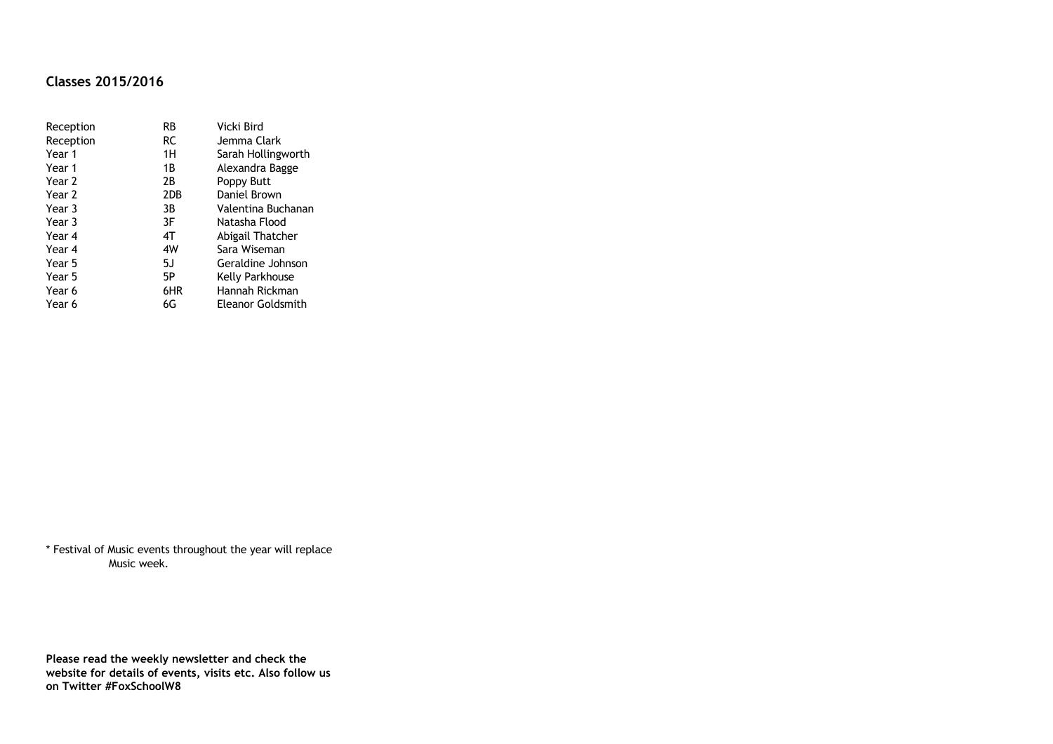## Classes 2015/2016

| | | |
|---|---|---|
| Reception | RB | Vicki Bird |
| Reception | RC | Jemma Clark |
| Year 1 | 1H | Sarah Hollingworth |
| Year 1 | 1B | Alexandra Bagge |
| Year 2 | 2B | Poppy Butt |
| Year 2 | 2DB | Daniel Brown |
| Year 3 | 3B | Valentina Buchanan |
| Year 3 | 3F | Natasha Flood |
| Year 4 | 4T | Abigail Thatcher |
| Year 4 | 4W | Sara Wiseman |
| Year 5 | 5J | Geraldine Johnson |
| Year 5 | 5P | Kelly Parkhouse |
| Year 6 | 6HR | Hannah Rickman |
| Year 6 | 6G | Eleanor Goldsmith |

* Festival of Music events throughout the year will replace Music week.

**Please read the weekly newsletter and check the website for details of events, visits etc. Also follow us on Twitter #FoxSchoolW8**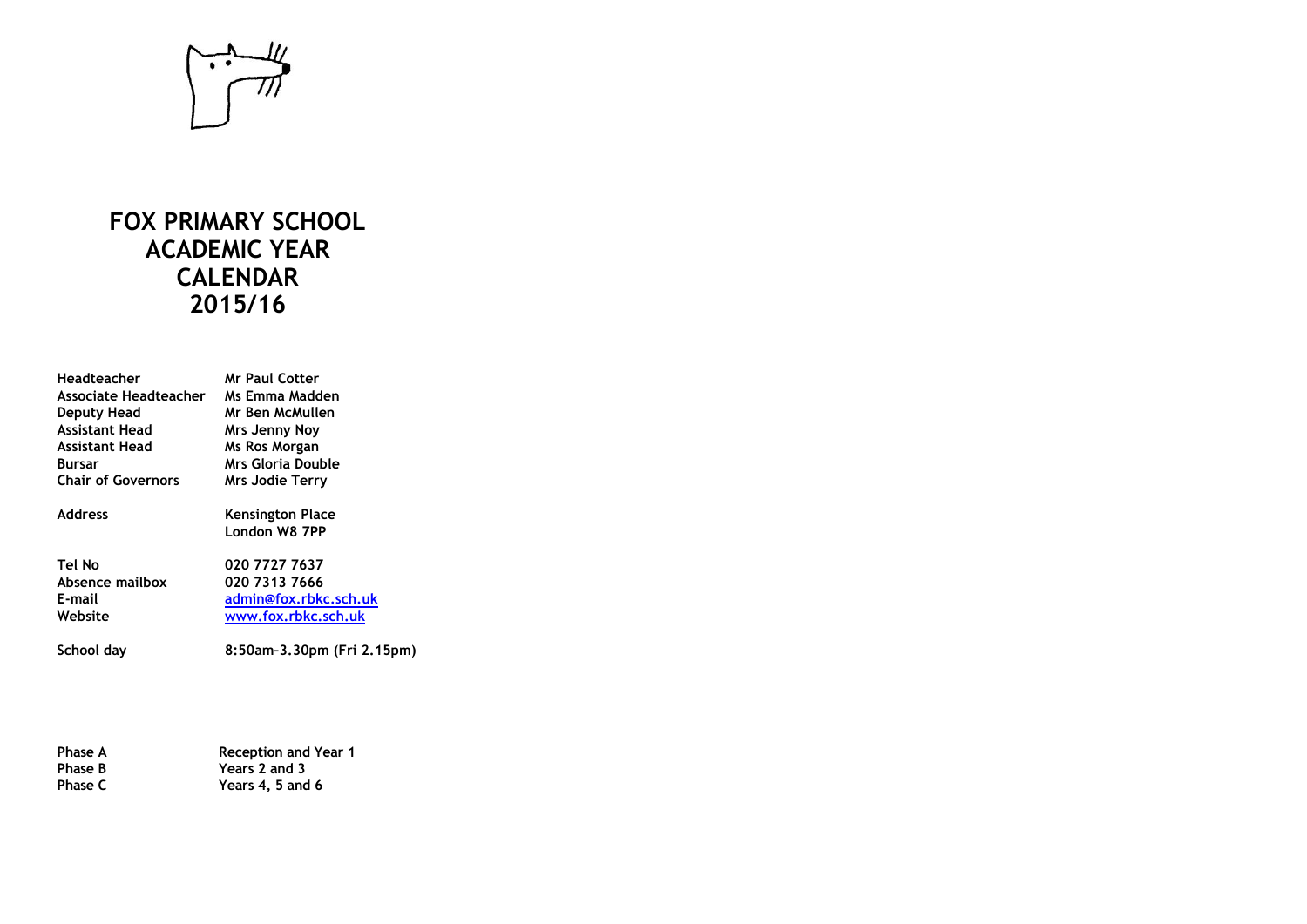# FOX PRIMARY SCHOOL ACADEMIC YEAR CALENDAR 2015/16

| | |
|---|---|
| **Headteacher** | **Mr Paul Cotter** |
| **Associate Headteacher** | **Ms Emma Madden** |
| **Deputy Head** | **Mr Ben McMullen** |
| **Assistant Head** | **Mrs Jenny Noy** |
| **Assistant Head** | **Ms Ros Morgan** |
| **Bursar** | **Mrs Gloria Double** |
| **Chair of Governors** | **Mrs Jodie Terry** |
| **Address** | **Kensington Place**<br>**London W8 7PP** |
| **Tel No** | **020 7727 7637** |
| **Absence mailbox** | **020 7313 7666** |
| **E-mail** | **admin@fox.rbkc.sch.uk** |
| **Website** | **www.fox.rbkc.sch.uk** |
| **School day** | **8:50am-3.30pm (Fri 2.15pm)** |

| | |
|---|---|
| **Phase A** | **Reception and Year 1** |
| **Phase B** | **Years 2 and 3** |
| **Phase C** | **Years 4, 5 and 6** |